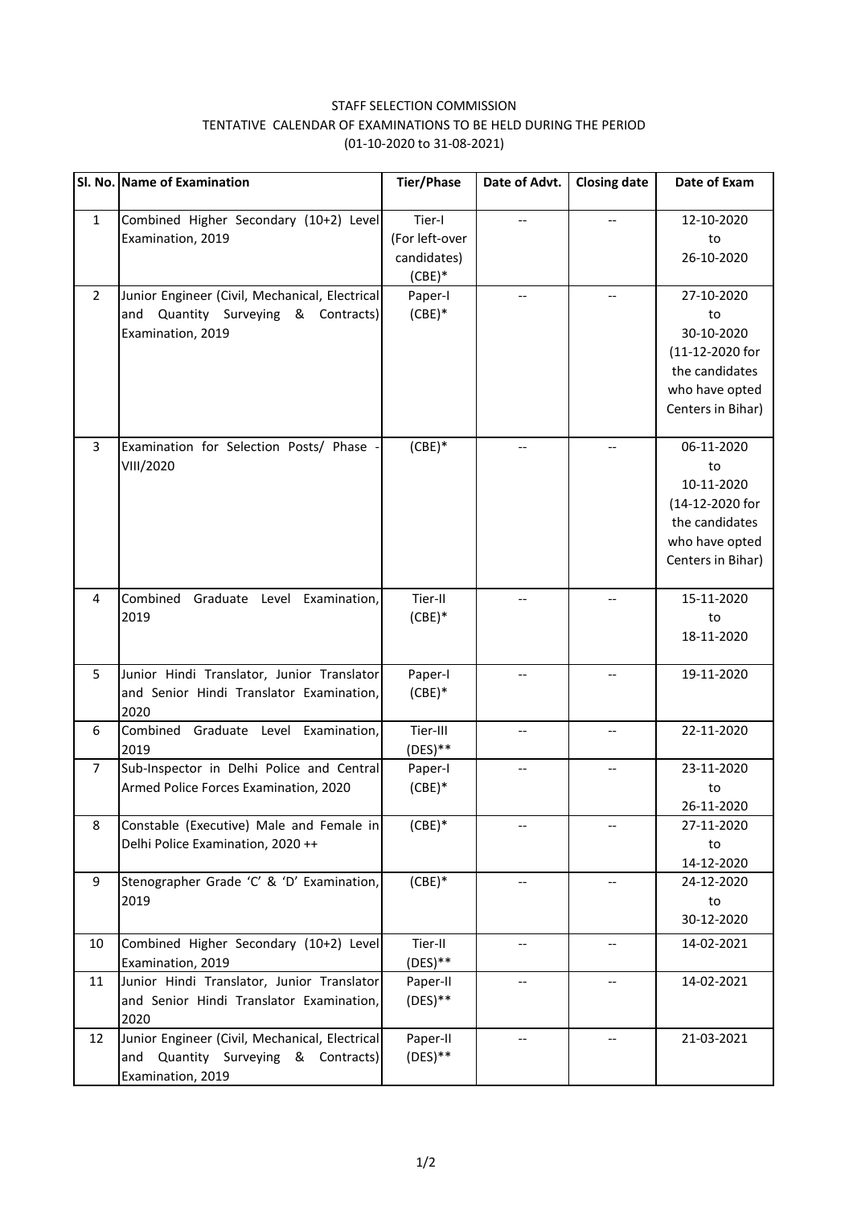STAFF SELECTION COMMISSION

TENTATIVE CALENDAR OF EXAMINATIONS TO BE HELD DURING THE PERIOD

(01-10-2020 to 31-08-2021)

| Sl. No. | Name of Examination | Tier/Phase | Date of Advt. | Closing date | Date of Exam |
|---|---|---|---|---|---|
| 1 | Combined Higher Secondary (10+2) Level Examination, 2019 | Tier-I (For left-over candidates) (CBE)* | -- | -- | 12-10-2020 to 26-10-2020 |
| 2 | Junior Engineer (Civil, Mechanical, Electrical and Quantity Surveying & Contracts) Examination, 2019 | Paper-I (CBE)* | -- | -- | 27-10-2020 to 30-10-2020 (11-12-2020 for the candidates who have opted Centers in Bihar) |
| 3 | Examination for Selection Posts/ Phase - VIII/2020 | (CBE)* | -- | -- | 06-11-2020 to 10-11-2020 (14-12-2020 for the candidates who have opted Centers in Bihar) |
| 4 | Combined Graduate Level Examination, 2019 | Tier-II (CBE)* | -- | -- | 15-11-2020 to 18-11-2020 |
| 5 | Junior Hindi Translator, Junior Translator and Senior Hindi Translator Examination, 2020 | Paper-I (CBE)* | -- | -- | 19-11-2020 |
| 6 | Combined Graduate Level Examination, 2019 | Tier-III (DES)** | -- | -- | 22-11-2020 |
| 7 | Sub-Inspector in Delhi Police and Central Armed Police Forces Examination, 2020 | Paper-I (CBE)* | -- | -- | 23-11-2020 to 26-11-2020 |
| 8 | Constable (Executive) Male and Female in Delhi Police Examination, 2020 ++ | (CBE)* | -- | -- | 27-11-2020 to 14-12-2020 |
| 9 | Stenographer Grade 'C' & 'D' Examination, 2019 | (CBE)* | -- | -- | 24-12-2020 to 30-12-2020 |
| 10 | Combined Higher Secondary (10+2) Level Examination, 2019 | Tier-II (DES)** | -- | -- | 14-02-2021 |
| 11 | Junior Hindi Translator, Junior Translator and Senior Hindi Translator Examination, 2020 | Paper-II (DES)** | -- | -- | 14-02-2021 |
| 12 | Junior Engineer (Civil, Mechanical, Electrical and Quantity Surveying & Contracts) Examination, 2019 | Paper-II (DES)** | -- | -- | 21-03-2021 |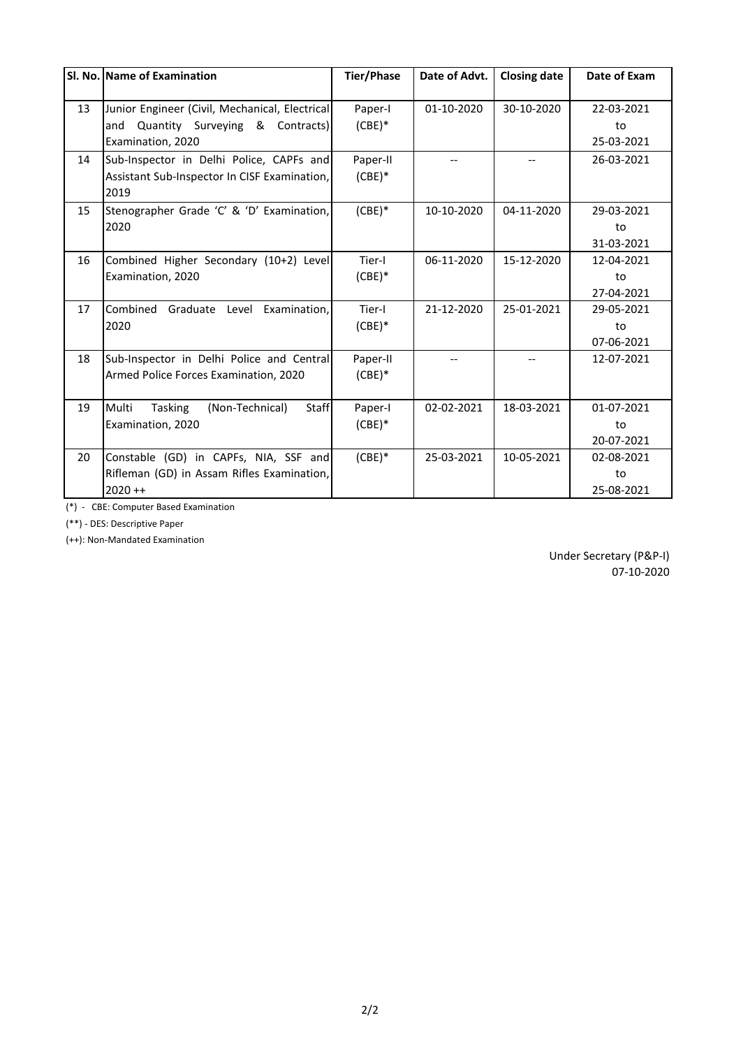| Sl. No. | Name of Examination | Tier/Phase | Date of Advt. | Closing date | Date of Exam |
|---|---|---|---|---|---|
| 13 | Junior Engineer (Civil, Mechanical, Electrical and Quantity Surveying & Contracts) Examination, 2020 | Paper-I (CBE)* | 01-10-2020 | 30-10-2020 | 22-03-2021 to 25-03-2021 |
| 14 | Sub-Inspector in Delhi Police, CAPFs and Assistant Sub-Inspector In CISF Examination, 2019 | Paper-II (CBE)* | -- | -- | 26-03-2021 |
| 15 | Stenographer Grade 'C' & 'D' Examination, 2020 | (CBE)* | 10-10-2020 | 04-11-2020 | 29-03-2021 to 31-03-2021 |
| 16 | Combined Higher Secondary (10+2) Level Examination, 2020 | Tier-I (CBE)* | 06-11-2020 | 15-12-2020 | 12-04-2021 to 27-04-2021 |
| 17 | Combined Graduate Level Examination, 2020 | Tier-I (CBE)* | 21-12-2020 | 25-01-2021 | 29-05-2021 to 07-06-2021 |
| 18 | Sub-Inspector in Delhi Police and Central Armed Police Forces Examination, 2020 | Paper-II (CBE)* | -- | -- | 12-07-2021 |
| 19 | Multi Tasking (Non-Technical) Staff Examination, 2020 | Paper-I (CBE)* | 02-02-2021 | 18-03-2021 | 01-07-2021 to 20-07-2021 |
| 20 | Constable (GD) in CAPFs, NIA, SSF and Rifleman (GD) in Assam Rifles Examination, 2020 ++ | (CBE)* | 25-03-2021 | 10-05-2021 | 02-08-2021 to 25-08-2021 |

(*) - CBE: Computer Based Examination

(**) - DES: Descriptive Paper

(++): Non-Mandated Examination

Under Secretary (P&P-I)
07-10-2020